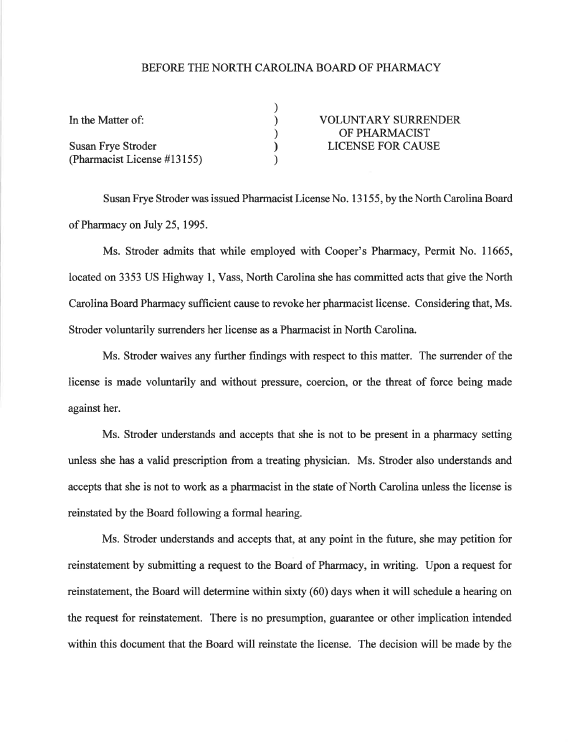# BEFORE THE NORTH CAROLINA BOARD OF PHARMACY

| | | |
|---|---|---|
| In the Matter of: | ) | VOLUNTARY SURRENDER |
| | ) | OF PHARMACIST |
| Susan Frye Stroder | ) | LICENSE FOR CAUSE |
| (Pharmacist License #13155) | ) | |

Susan Frye Stroder was issued Pharmacist License No. 13155, by the North Carolina Board of Pharmacy on July 25, 1995.

Ms. Stroder admits that while employed with Cooper's Pharmacy, Permit No. 11665, located on 3353 US Highway 1, Vass, North Carolina she has committed acts that give the North Carolina Board Pharmacy sufficient cause to revoke her pharmacist license. Considering that, Ms. Stroder voluntarily surrenders her license as a Pharmacist in North Carolina.

Ms. Stroder waives any further findings with respect to this matter. The surrender of the license is made voluntarily and without pressure, coercion, or the threat of force being made against her.

Ms. Stroder understands and accepts that she is not to be present in a pharmacy setting unless she has a valid prescription from a treating physician. Ms. Stroder also understands and accepts that she is not to work as a pharmacist in the state of North Carolina unless the license is reinstated by the Board following a formal hearing.

Ms. Stroder understands and accepts that, at any point in the future, she may petition for reinstatement by submitting a request to the Board of Pharmacy, in writing. Upon a request for reinstatement, the Board will determine within sixty (60) days when it will schedule a hearing on the request for reinstatement. There is no presumption, guarantee or other implication intended within this document that the Board will reinstate the license. The decision will be made by the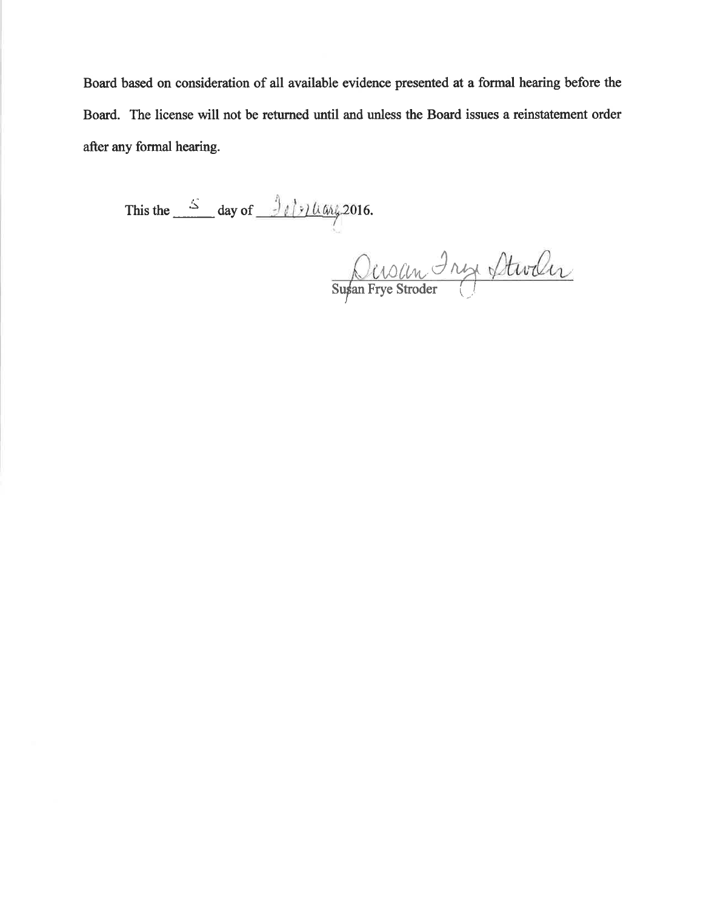Board based on consideration of all available evidence presented at a formal hearing before the Board. The license will not be returned until and unless the Board issues a reinstatement order after any formal hearing.

This the 5 day of February 2016.

Susan Frye Stroder

Susan Frye Stroder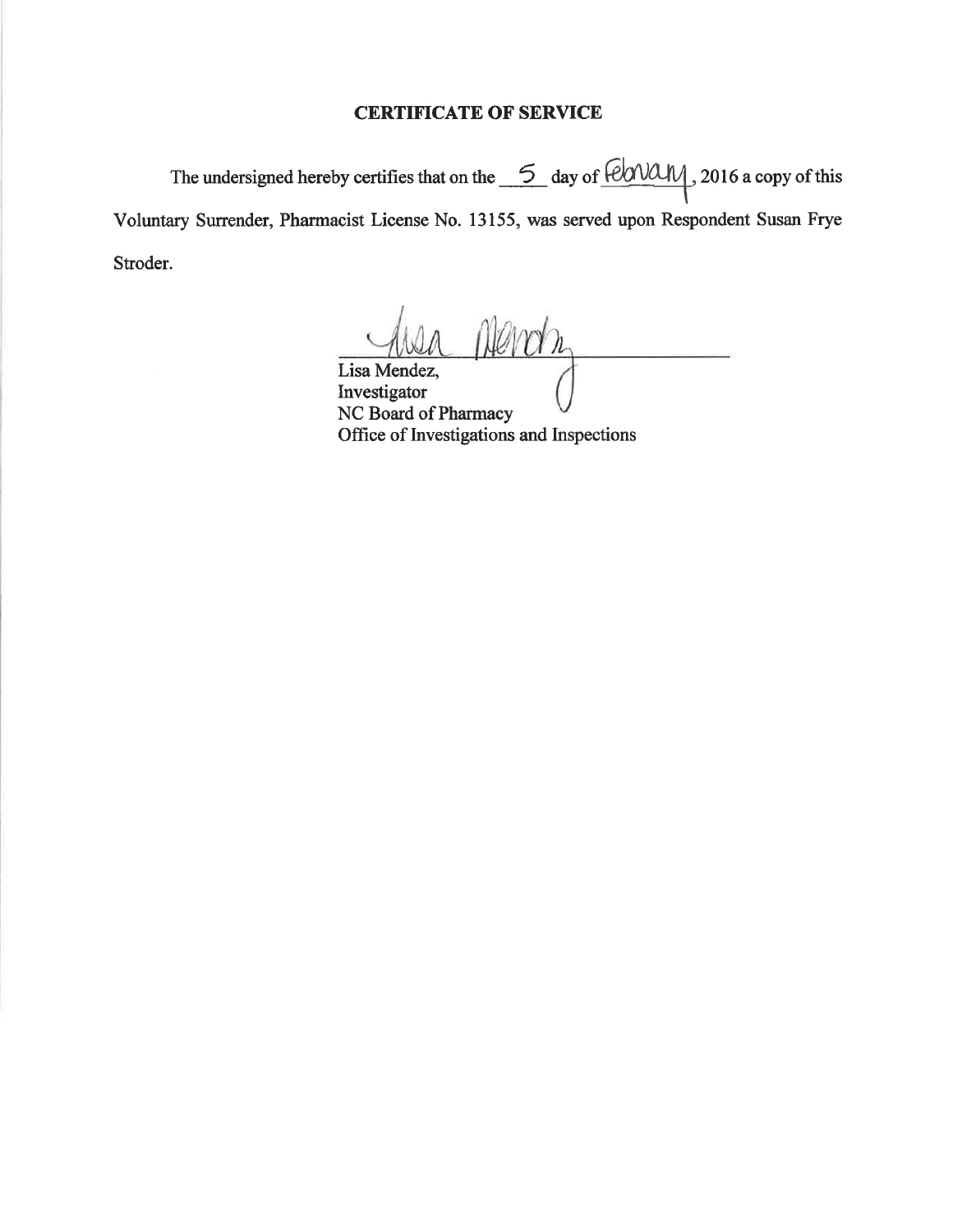## CERTIFICATE OF SERVICE

The undersigned hereby certifies that on the 5 day of February, 2016 a copy of this Voluntary Surrender, Pharmacist License No. 13155, was served upon Respondent Susan Frye Stroder.

Lisa Mendez,
Investigator
NC Board of Pharmacy
Office of Investigations and Inspections